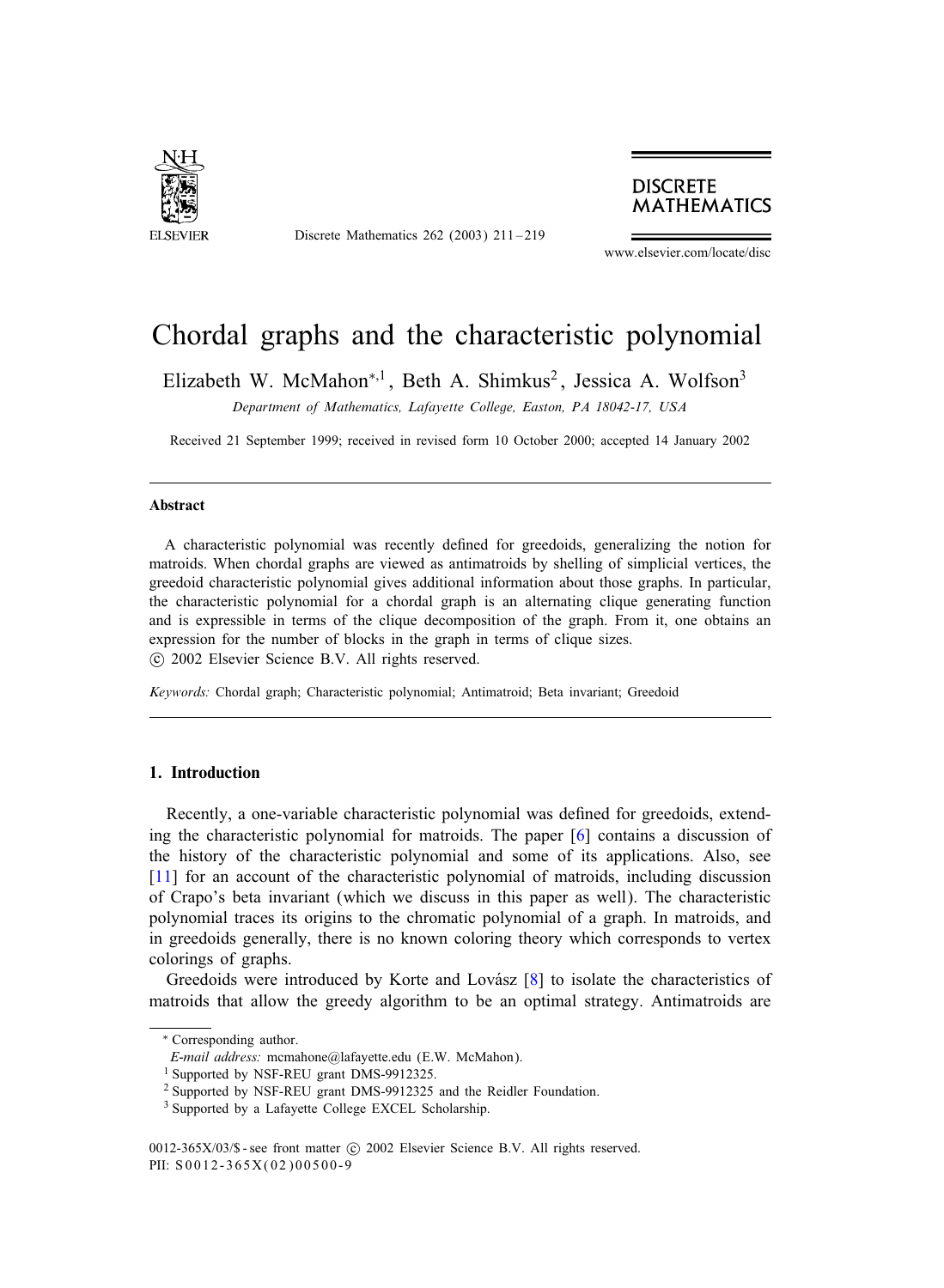# Chordal graphs and the characteristic polynomial

Elizabeth W. McMahon[*,1], Beth A. Shimkus[2], Jessica A. Wolfson[3]

*Department of Mathematics, Lafayette College, Easton, PA 18042-17, USA*

Received 21 September 1999; received in revised form 10 October 2000; accepted 14 January 2002

---

### Abstract

A characteristic polynomial was recently defined for greedoids, generalizing the notion for matroids. When chordal graphs are viewed as antimatroids by shelling of simplicial vertices, the greedoid characteristic polynomial gives additional information about those graphs. In particular, the characteristic polynomial for a chordal graph is an alternating clique generating function and is expressible in terms of the clique decomposition of the graph. From it, one obtains an expression for the number of blocks in the graph in terms of clique sizes.
© 2002 Elsevier Science B.V. All rights reserved.

*Keywords:* Chordal graph; Characteristic polynomial; Antimatroid; Beta invariant; Greedoid

---

## 1. Introduction

Recently, a one-variable characteristic polynomial was defined for greedoids, extending the characteristic polynomial for matroids. The paper [6] contains a discussion of the history of the characteristic polynomial and some of its applications. Also, see [11] for an account of the characteristic polynomial of matroids, including discussion of Crapo's beta invariant (which we discuss in this paper as well). The characteristic polynomial traces its origins to the chromatic polynomial of a graph. In matroids, and in greedoids generally, there is no known coloring theory which corresponds to vertex colorings of graphs.

Greedoids were introduced by Korte and Lovász [8] to isolate the characteristics of matroids that allow the greedy algorithm to be an optimal strategy. Antimatroids are

---

* Corresponding author.
*E-mail address:* mcmahone@lafayette.edu (E.W. McMahon).
[1] Supported by NSF-REU grant DMS-9912325.
[2] Supported by NSF-REU grant DMS-9912325 and the Reidler Foundation.
[3] Supported by a Lafayette College EXCEL Scholarship.

0012-365X/03/$ - see front matter © 2002 Elsevier Science B.V. All rights reserved.
PII: S0012-365X(02)00500-9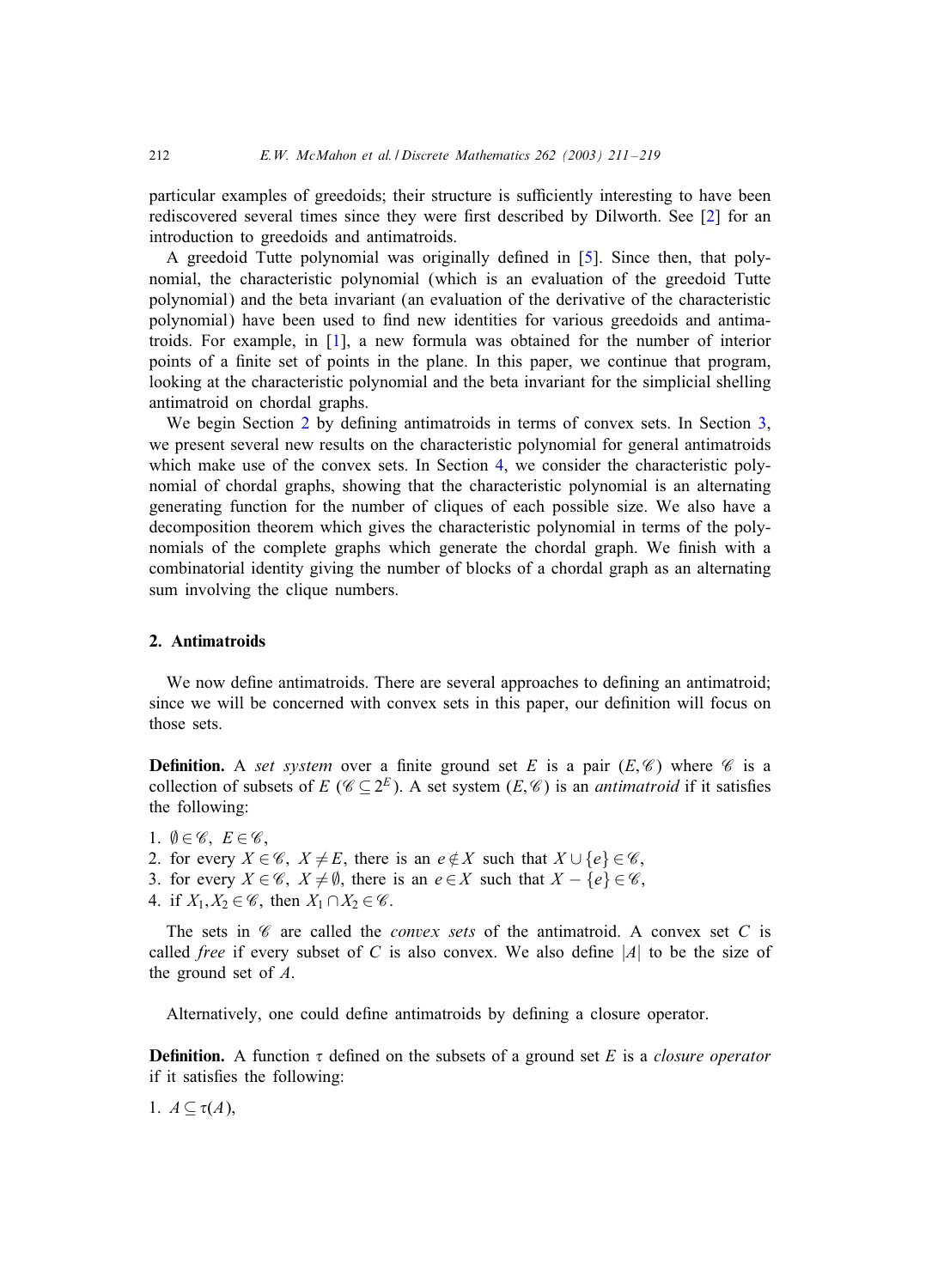particular examples of greedoids; their structure is sufficiently interesting to have been rediscovered several times since they were first described by Dilworth. See [2] for an introduction to greedoids and antimatroids.

A greedoid Tutte polynomial was originally defined in [5]. Since then, that polynomial, the characteristic polynomial (which is an evaluation of the greedoid Tutte polynomial) and the beta invariant (an evaluation of the derivative of the characteristic polynomial) have been used to find new identities for various greedoids and antimatroids. For example, in [1], a new formula was obtained for the number of interior points of a finite set of points in the plane. In this paper, we continue that program, looking at the characteristic polynomial and the beta invariant for the simplicial shelling antimatroid on chordal graphs.

We begin Section 2 by defining antimatroids in terms of convex sets. In Section 3, we present several new results on the characteristic polynomial for general antimatroids which make use of the convex sets. In Section 4, we consider the characteristic polynomial of chordal graphs, showing that the characteristic polynomial is an alternating generating function for the number of cliques of each possible size. We also have a decomposition theorem which gives the characteristic polynomial in terms of the polynomials of the complete graphs which generate the chordal graph. We finish with a combinatorial identity giving the number of blocks of a chordal graph as an alternating sum involving the clique numbers.

## 2. Antimatroids

We now define antimatroids. There are several approaches to defining an antimatroid; since we will be concerned with convex sets in this paper, our definition will focus on those sets.

**Definition.** A *set system* over a finite ground set $E$ is a pair $(E,\mathscr{C})$ where $\mathscr{C}$ is a collection of subsets of $E$ ($\mathscr{C}\subseteq 2^E$). A set system $(E,\mathscr{C})$ is an *antimatroid* if it satisfies the following:

1. $\emptyset\in\mathscr{C},\ E\in\mathscr{C}$,
2. for every $X\in\mathscr{C},\ X\neq E$, there is an $e\notin X$ such that $X\cup\{e\}\in\mathscr{C}$,
3. for every $X\in\mathscr{C},\ X\neq\emptyset$, there is an $e\in X$ such that $X-\{e\}\in\mathscr{C}$,
4. if $X_1,X_2\in\mathscr{C}$, then $X_1\cap X_2\in\mathscr{C}$.

The sets in $\mathscr{C}$ are called the *convex sets* of the antimatroid. A convex set $C$ is called *free* if every subset of $C$ is also convex. We also define $|A|$ to be the size of the ground set of $A$.

Alternatively, one could define antimatroids by defining a closure operator.

**Definition.** A function $\tau$ defined on the subsets of a ground set $E$ is a *closure operator* if it satisfies the following:

1. $A\subseteq\tau(A)$,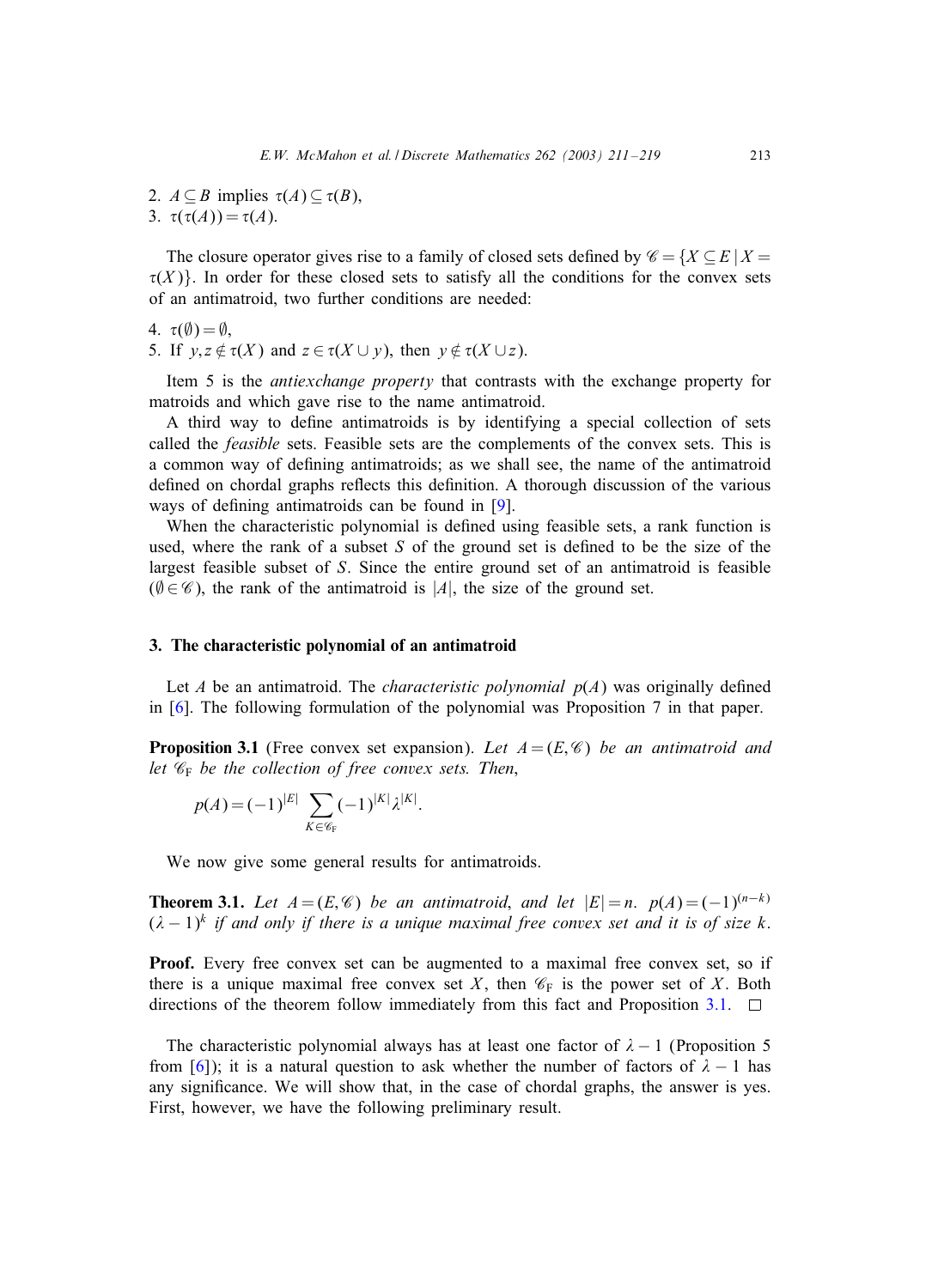2. $A \subseteq B$ implies $\tau(A) \subseteq \tau(B)$,
3. $\tau(\tau(A)) = \tau(A)$.

The closure operator gives rise to a family of closed sets defined by $\mathscr{C} = \{X \subseteq E \mid X = \tau(X)\}$. In order for these closed sets to satisfy all the conditions for the convex sets of an antimatroid, two further conditions are needed:

4. $\tau(\emptyset) = \emptyset$,
5. If $y, z \notin \tau(X)$ and $z \in \tau(X \cup y)$, then $y \notin \tau(X \cup z)$.

Item 5 is the *antiexchange property* that contrasts with the exchange property for matroids and which gave rise to the name antimatroid.

A third way to define antimatroids is by identifying a special collection of sets called the *feasible* sets. Feasible sets are the complements of the convex sets. This is a common way of defining antimatroids; as we shall see, the name of the antimatroid defined on chordal graphs reflects this definition. A thorough discussion of the various ways of defining antimatroids can be found in [9].

When the characteristic polynomial is defined using feasible sets, a rank function is used, where the rank of a subset $S$ of the ground set is defined to be the size of the largest feasible subset of $S$. Since the entire ground set of an antimatroid is feasible ($\emptyset \in \mathscr{C}$), the rank of the antimatroid is $|A|$, the size of the ground set.

## 3. The characteristic polynomial of an antimatroid

Let $A$ be an antimatroid. The *characteristic polynomial* $p(A)$ was originally defined in [6]. The following formulation of the polynomial was Proposition 7 in that paper.

**Proposition 3.1** (Free convex set expansion). *Let $A = (E, \mathscr{C})$ be an antimatroid and let $\mathscr{C}_F$ be the collection of free convex sets. Then,*

$$p(A) = (-1)^{|E|} \sum_{K \in \mathscr{C}_F} (-1)^{|K|} \lambda^{|K|}.$$

We now give some general results for antimatroids.

**Theorem 3.1.** *Let $A = (E, \mathscr{C})$ be an antimatroid, and let $|E| = n$. $p(A) = (-1)^{(n-k)} (\lambda - 1)^k$ if and only if there is a unique maximal free convex set and it is of size $k$.*

**Proof.** Every free convex set can be augmented to a maximal free convex set, so if there is a unique maximal free convex set $X$, then $\mathscr{C}_F$ is the power set of $X$. Both directions of the theorem follow immediately from this fact and Proposition 3.1. $\square$

The characteristic polynomial always has at least one factor of $\lambda - 1$ (Proposition 5 from [6]); it is a natural question to ask whether the number of factors of $\lambda - 1$ has any significance. We will show that, in the case of chordal graphs, the answer is yes. First, however, we have the following preliminary result.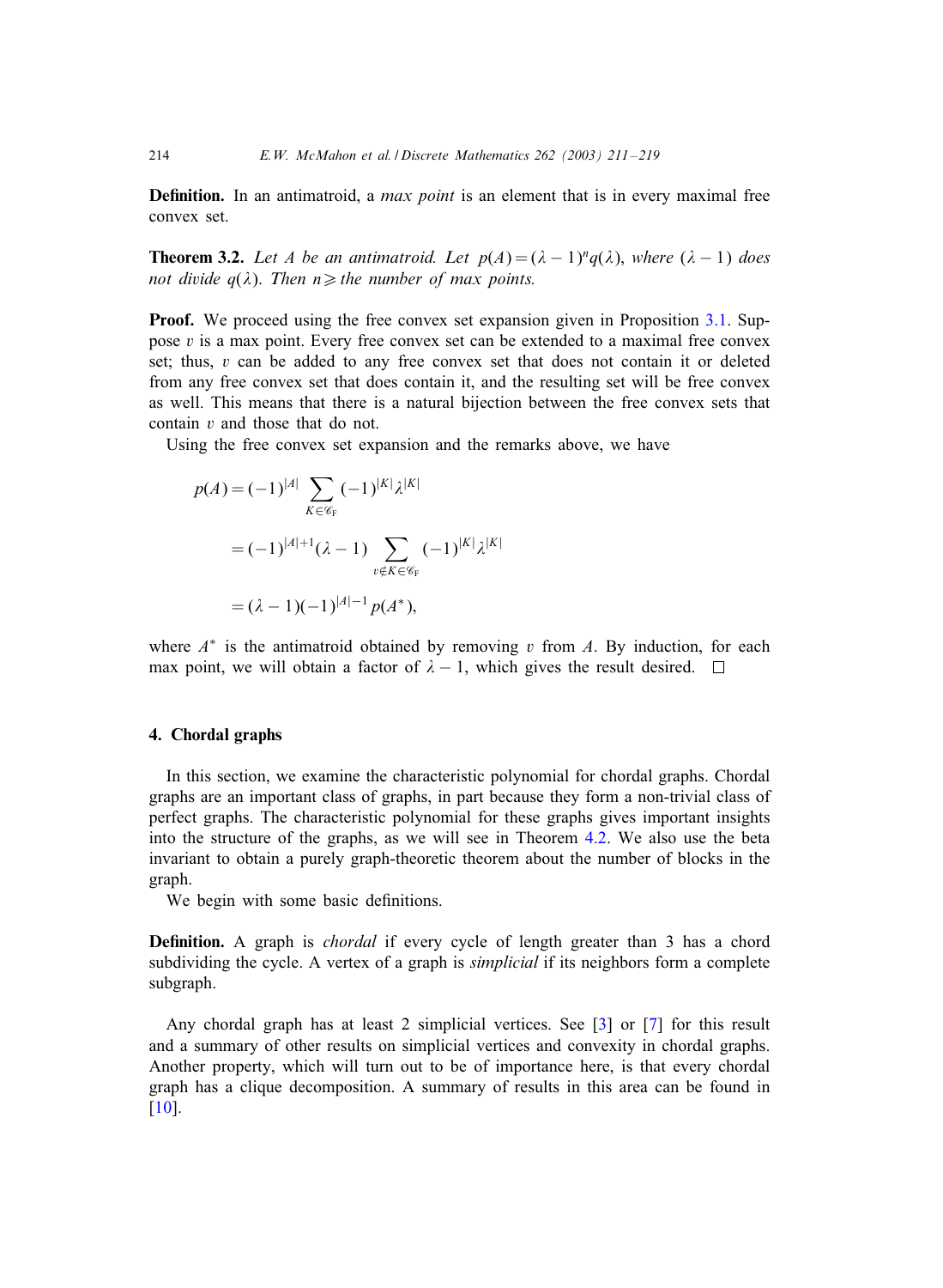**Definition.** In an antimatroid, a *max point* is an element that is in every maximal free convex set.

**Theorem 3.2.** *Let $A$ be an antimatroid. Let $p(A) = (\lambda - 1)^n q(\lambda)$, where $(\lambda - 1)$ does not divide $q(\lambda)$. Then $n \geqslant$ the number of max points.*

**Proof.** We proceed using the free convex set expansion given in Proposition 3.1. Suppose $v$ is a max point. Every free convex set can be extended to a maximal free convex set; thus, $v$ can be added to any free convex set that does not contain it or deleted from any free convex set that does contain it, and the resulting set will be free convex as well. This means that there is a natural bijection between the free convex sets that contain $v$ and those that do not.

Using the free convex set expansion and the remarks above, we have

$$
\begin{aligned}
p(A) &= (-1)^{|A|} \sum_{K \in \mathscr{C}_{\mathrm{F}}} (-1)^{|K|} \lambda^{|K|} \\
&= (-1)^{|A|+1} (\lambda - 1) \sum_{v \notin K \in \mathscr{C}_{\mathrm{F}}} (-1)^{|K|} \lambda^{|K|} \\
&= (\lambda - 1)(-1)^{|A|-1} p(A^*),
\end{aligned}
$$

where $A^*$ is the antimatroid obtained by removing $v$ from $A$. By induction, for each max point, we will obtain a factor of $\lambda - 1$, which gives the result desired. $\square$

## 4. Chordal graphs

In this section, we examine the characteristic polynomial for chordal graphs. Chordal graphs are an important class of graphs, in part because they form a non-trivial class of perfect graphs. The characteristic polynomial for these graphs gives important insights into the structure of the graphs, as we will see in Theorem 4.2. We also use the beta invariant to obtain a purely graph-theoretic theorem about the number of blocks in the graph.

We begin with some basic definitions.

**Definition.** A graph is *chordal* if every cycle of length greater than 3 has a chord subdividing the cycle. A vertex of a graph is *simplicial* if its neighbors form a complete subgraph.

Any chordal graph has at least 2 simplicial vertices. See [3] or [7] for this result and a summary of other results on simplicial vertices and convexity in chordal graphs. Another property, which will turn out to be of importance here, is that every chordal graph has a clique decomposition. A summary of results in this area can be found in [10].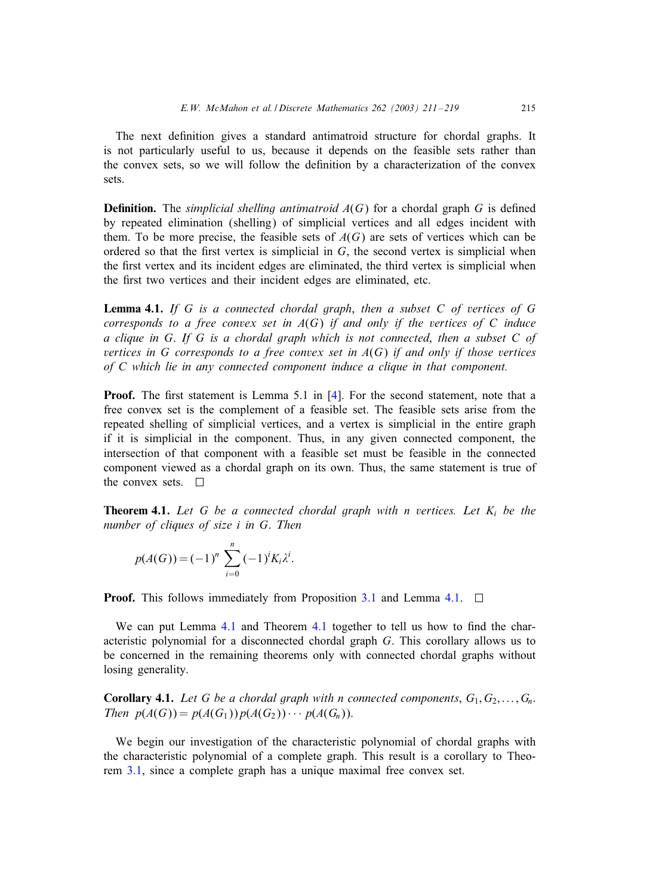The next definition gives a standard antimatroid structure for chordal graphs. It is not particularly useful to us, because it depends on the feasible sets rather than the convex sets, so we will follow the definition by a characterization of the convex sets.

**Definition.** The *simplicial shelling antimatroid* $A(G)$ for a chordal graph $G$ is defined by repeated elimination (shelling) of simplicial vertices and all edges incident with them. To be more precise, the feasible sets of $A(G)$ are sets of vertices which can be ordered so that the first vertex is simplicial in $G$, the second vertex is simplicial when the first vertex and its incident edges are eliminated, the third vertex is simplicial when the first two vertices and their incident edges are eliminated, etc.

**Lemma 4.1.** *If $G$ is a connected chordal graph, then a subset $C$ of vertices of $G$ corresponds to a free convex set in $A(G)$ if and only if the vertices of $C$ induce a clique in $G$. If $G$ is a chordal graph which is not connected, then a subset $C$ of vertices in $G$ corresponds to a free convex set in $A(G)$ if and only if those vertices of $C$ which lie in any connected component induce a clique in that component.*

**Proof.** The first statement is Lemma 5.1 in [4]. For the second statement, note that a free convex set is the complement of a feasible set. The feasible sets arise from the repeated shelling of simplicial vertices, and a vertex is simplicial in the entire graph if it is simplicial in the component. Thus, in any given connected component, the intersection of that component with a feasible set must be feasible in the connected component viewed as a chordal graph on its own. Thus, the same statement is true of the convex sets. □

**Theorem 4.1.** *Let $G$ be a connected chordal graph with $n$ vertices. Let $K_i$ be the number of cliques of size $i$ in $G$. Then*

$$p(A(G)) = (-1)^n \sum_{i=0}^{n} (-1)^i K_i \lambda^i.$$

**Proof.** This follows immediately from Proposition 3.1 and Lemma 4.1. □

We can put Lemma 4.1 and Theorem 4.1 together to tell us how to find the characteristic polynomial for a disconnected chordal graph $G$. This corollary allows us to be concerned in the remaining theorems only with connected chordal graphs without losing generality.

**Corollary 4.1.** *Let $G$ be a chordal graph with $n$ connected components, $G_1, G_2, \ldots, G_n$. Then $p(A(G)) = p(A(G_1))p(A(G_2)) \cdots p(A(G_n))$.*

We begin our investigation of the characteristic polynomial of chordal graphs with the characteristic polynomial of a complete graph. This result is a corollary to Theorem 3.1, since a complete graph has a unique maximal free convex set.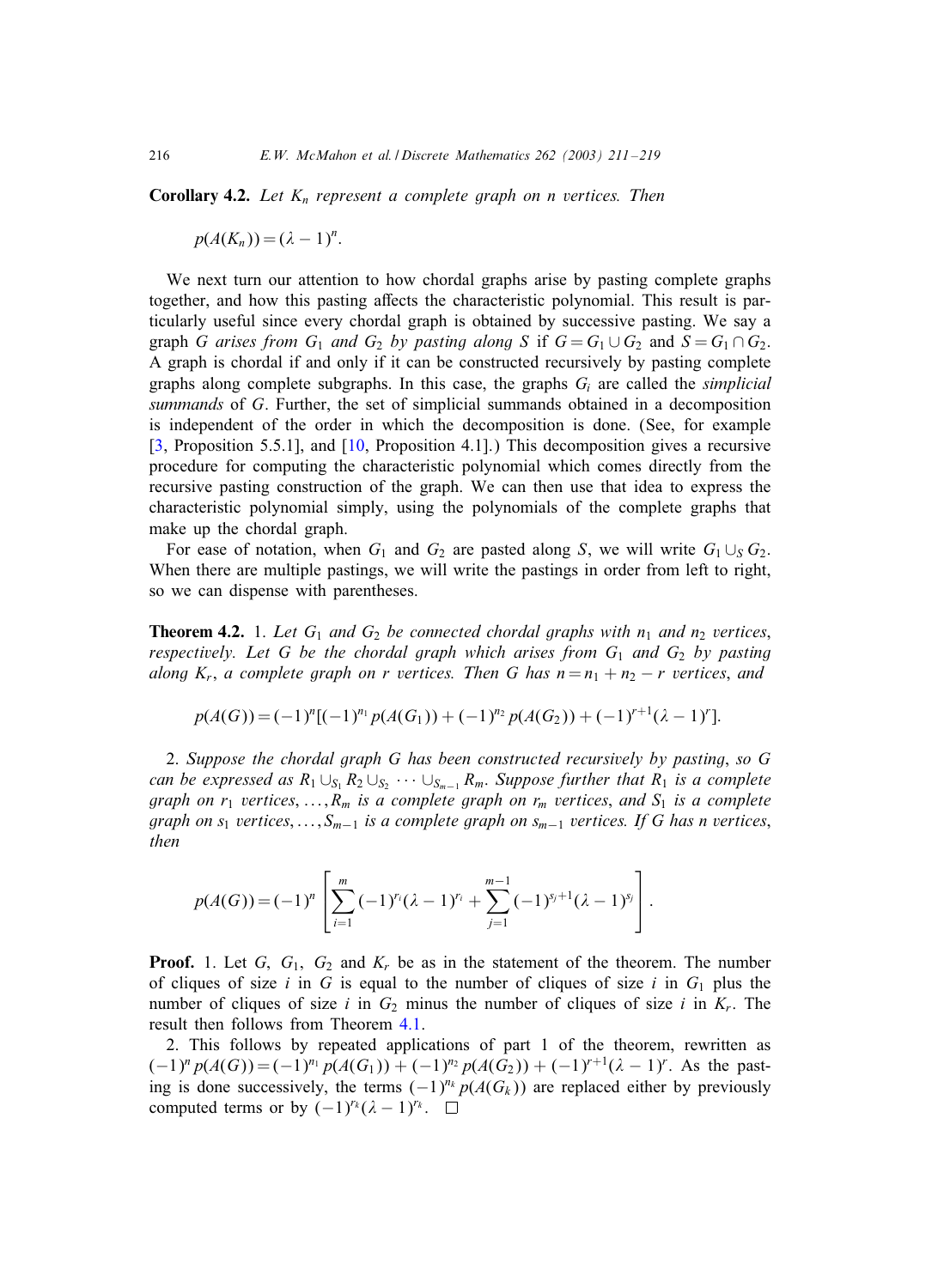**Corollary 4.2.** *Let $K_n$ represent a complete graph on $n$ vertices. Then*

$$p(A(K_n)) = (\lambda - 1)^n.$$

We next turn our attention to how chordal graphs arise by pasting complete graphs together, and how this pasting affects the characteristic polynomial. This result is particularly useful since every chordal graph is obtained by successive pasting. We say a graph $G$ *arises from* $G_1$ *and* $G_2$ *by pasting along* $S$ if $G = G_1 \cup G_2$ and $S = G_1 \cap G_2$. A graph is chordal if and only if it can be constructed recursively by pasting complete graphs along complete subgraphs. In this case, the graphs $G_i$ are called the *simplicial summands* of $G$. Further, the set of simplicial summands obtained in a decomposition is independent of the order in which the decomposition is done. (See, for example [3, Proposition 5.5.1], and [10, Proposition 4.1].) This decomposition gives a recursive procedure for computing the characteristic polynomial which comes directly from the recursive pasting construction of the graph. We can then use that idea to express the characteristic polynomial simply, using the polynomials of the complete graphs that make up the chordal graph.

For ease of notation, when $G_1$ and $G_2$ are pasted along $S$, we will write $G_1 \cup_S G_2$. When there are multiple pastings, we will write the pastings in order from left to right, so we can dispense with parentheses.

**Theorem 4.2.** 1. *Let $G_1$ and $G_2$ be connected chordal graphs with $n_1$ and $n_2$ vertices, respectively. Let $G$ be the chordal graph which arises from $G_1$ and $G_2$ by pasting along $K_r$, a complete graph on $r$ vertices. Then $G$ has $n = n_1 + n_2 - r$ vertices, and*

$$p(A(G)) = (-1)^n[(-1)^{n_1} p(A(G_1)) + (-1)^{n_2} p(A(G_2)) + (-1)^{r+1}(\lambda - 1)^r].$$

2. *Suppose the chordal graph $G$ has been constructed recursively by pasting, so $G$ can be expressed as $R_1 \cup_{S_1} R_2 \cup_{S_2} \cdots \cup_{S_{m-1}} R_m$. Suppose further that $R_1$ is a complete graph on $r_1$ vertices, $\ldots, R_m$ is a complete graph on $r_m$ vertices, and $S_1$ is a complete graph on $s_1$ vertices, $\ldots, S_{m-1}$ is a complete graph on $s_{m-1}$ vertices. If $G$ has $n$ vertices, then*

$$p(A(G)) = (-1)^n \left[ \sum_{i=1}^{m} (-1)^{r_i}(\lambda - 1)^{r_i} + \sum_{j=1}^{m-1} (-1)^{s_j+1}(\lambda - 1)^{s_j} \right].$$

**Proof.** 1. Let $G$, $G_1$, $G_2$ and $K_r$ be as in the statement of the theorem. The number of cliques of size $i$ in $G$ is equal to the number of cliques of size $i$ in $G_1$ plus the number of cliques of size $i$ in $G_2$ minus the number of cliques of size $i$ in $K_r$. The result then follows from Theorem 4.1.

2. This follows by repeated applications of part 1 of the theorem, rewritten as $(-1)^n p(A(G)) = (-1)^{n_1} p(A(G_1)) + (-1)^{n_2} p(A(G_2)) + (-1)^{r+1}(\lambda - 1)^r$. As the pasting is done successively, the terms $(-1)^{n_k} p(A(G_k))$ are replaced either by previously computed terms or by $(-1)^{r_k}(\lambda - 1)^{r_k}$. $\square$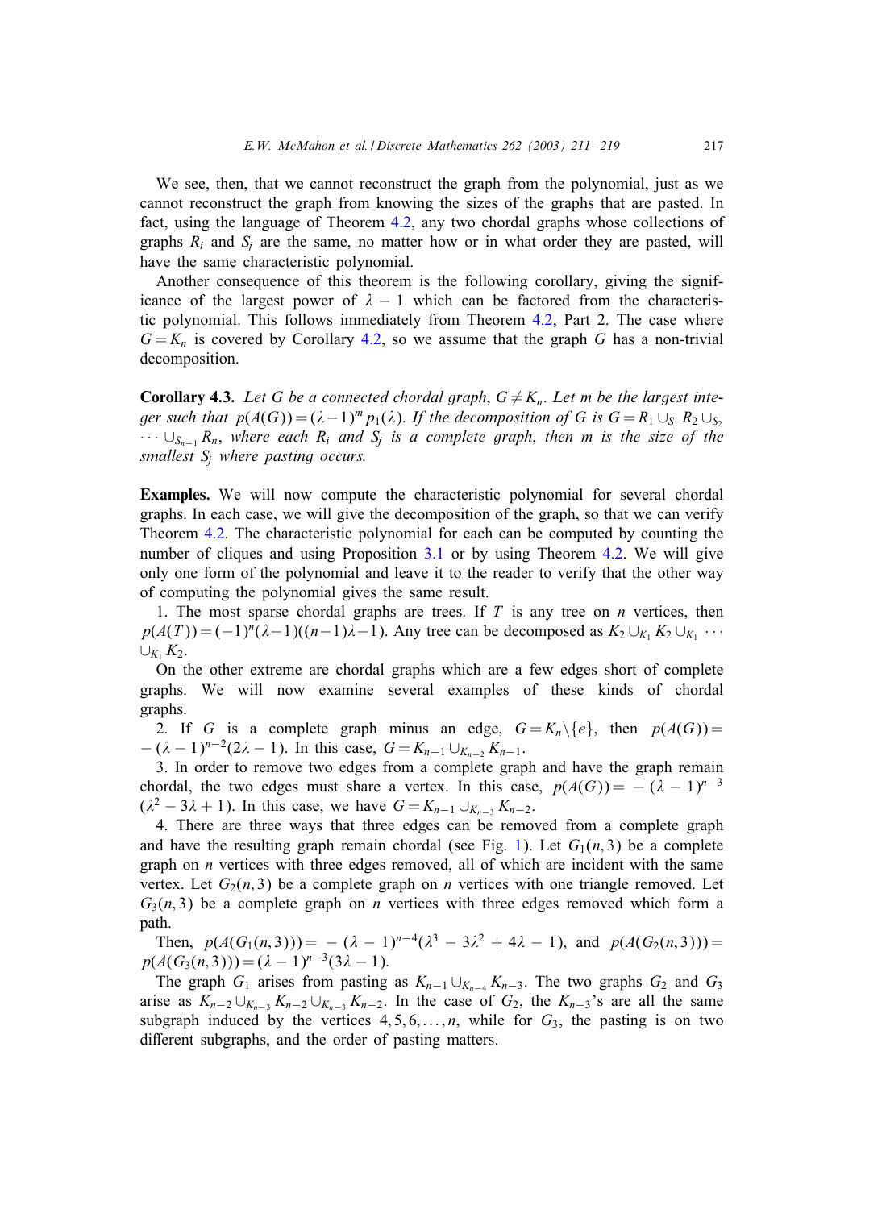We see, then, that we cannot reconstruct the graph from the polynomial, just as we cannot reconstruct the graph from knowing the sizes of the graphs that are pasted. In fact, using the language of Theorem 4.2, any two chordal graphs whose collections of graphs $R_i$ and $S_j$ are the same, no matter how or in what order they are pasted, will have the same characteristic polynomial.

Another consequence of this theorem is the following corollary, giving the significance of the largest power of $\lambda - 1$ which can be factored from the characteristic polynomial. This follows immediately from Theorem 4.2, Part 2. The case where $G = K_n$ is covered by Corollary 4.2, so we assume that the graph $G$ has a non-trivial decomposition.

**Corollary 4.3.** *Let $G$ be a connected chordal graph, $G \neq K_n$. Let $m$ be the largest integer such that $p(A(G)) = (\lambda - 1)^m p_1(\lambda)$. If the decomposition of $G$ is $G = R_1 \cup_{S_1} R_2 \cup_{S_2} \cdots \cup_{S_{n-1}} R_n$, where each $R_i$ and $S_j$ is a complete graph, then $m$ is the size of the smallest $S_j$ where pasting occurs.*

**Examples.** We will now compute the characteristic polynomial for several chordal graphs. In each case, we will give the decomposition of the graph, so that we can verify Theorem 4.2. The characteristic polynomial for each can be computed by counting the number of cliques and using Proposition 3.1 or by using Theorem 4.2. We will give only one form of the polynomial and leave it to the reader to verify that the other way of computing the polynomial gives the same result.

1. The most sparse chordal graphs are trees. If $T$ is any tree on $n$ vertices, then $p(A(T)) = (-1)^n(\lambda - 1)((n-1)\lambda - 1)$. Any tree can be decomposed as $K_2 \cup_{K_1} K_2 \cup_{K_1} \cdots \cup_{K_1} K_2$.

On the other extreme are chordal graphs which are a few edges short of complete graphs. We will now examine several examples of these kinds of chordal graphs.

2. If $G$ is a complete graph minus an edge, $G = K_n \backslash \{e\}$, then $p(A(G)) = -(\lambda - 1)^{n-2}(2\lambda - 1)$. In this case, $G = K_{n-1} \cup_{K_{n-2}} K_{n-1}$.

3. In order to remove two edges from a complete graph and have the graph remain chordal, the two edges must share a vertex. In this case, $p(A(G)) = -(\lambda - 1)^{n-3}(\lambda^2 - 3\lambda + 1)$. In this case, we have $G = K_{n-1} \cup_{K_{n-3}} K_{n-2}$.

4. There are three ways that three edges can be removed from a complete graph and have the resulting graph remain chordal (see Fig. 1). Let $G_1(n,3)$ be a complete graph on $n$ vertices with three edges removed, all of which are incident with the same vertex. Let $G_2(n,3)$ be a complete graph on $n$ vertices with one triangle removed. Let $G_3(n,3)$ be a complete graph on $n$ vertices with three edges removed which form a path.

Then, $p(A(G_1(n,3))) = -(\lambda - 1)^{n-4}(\lambda^3 - 3\lambda^2 + 4\lambda - 1)$, and $p(A(G_2(n,3))) = p(A(G_3(n,3))) = (\lambda - 1)^{n-3}(3\lambda - 1)$.

The graph $G_1$ arises from pasting as $K_{n-1} \cup_{K_{n-4}} K_{n-3}$. The two graphs $G_2$ and $G_3$ arise as $K_{n-2} \cup_{K_{n-3}} K_{n-2} \cup_{K_{n-3}} K_{n-2}$. In the case of $G_2$, the $K_{n-3}$'s are all the same subgraph induced by the vertices $4, 5, 6, \ldots, n$, while for $G_3$, the pasting is on two different subgraphs, and the order of pasting matters.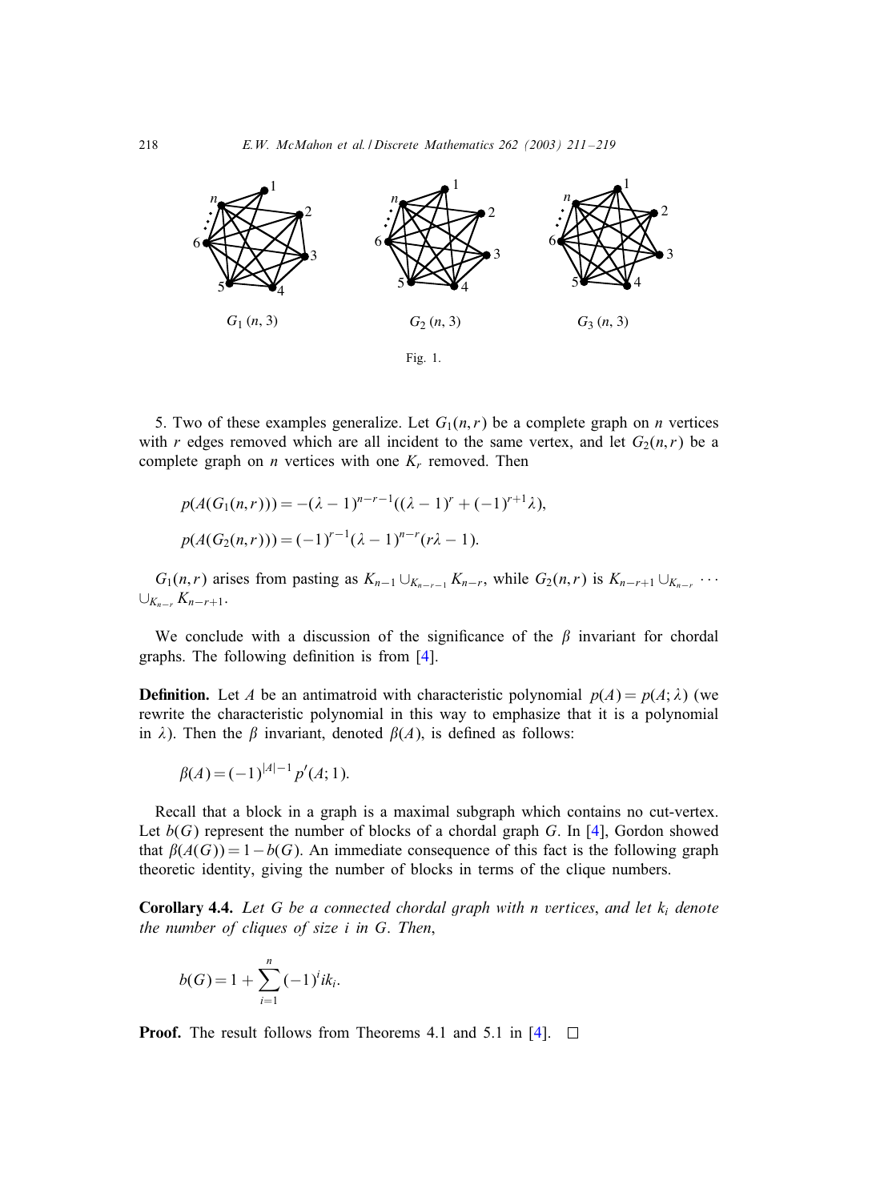Fig. 1.

5. Two of these examples generalize. Let $G_1(n,r)$ be a complete graph on $n$ vertices with $r$ edges removed which are all incident to the same vertex, and let $G_2(n,r)$ be a complete graph on $n$ vertices with one $K_r$ removed. Then

$$p(A(G_1(n,r))) = -(\lambda-1)^{n-r-1}((\lambda-1)^r + (-1)^{r+1}\lambda),$$

$$p(A(G_2(n,r))) = (-1)^{r-1}(\lambda-1)^{n-r}(r\lambda - 1).$$

$G_1(n,r)$ arises from pasting as $K_{n-1} \cup_{K_{n-r-1}} K_{n-r}$, while $G_2(n,r)$ is $K_{n-r+1} \cup_{K_{n-r}} \cdots \cup_{K_{n-r}} K_{n-r+1}$.

We conclude with a discussion of the significance of the $\beta$ invariant for chordal graphs. The following definition is from [4].

**Definition.** Let $A$ be an antimatroid with characteristic polynomial $p(A) = p(A;\lambda)$ (we rewrite the characteristic polynomial in this way to emphasize that it is a polynomial in $\lambda$). Then the $\beta$ invariant, denoted $\beta(A)$, is defined as follows:

$$\beta(A) = (-1)^{|A|-1} p'(A;1).$$

Recall that a block in a graph is a maximal subgraph which contains no cut-vertex. Let $b(G)$ represent the number of blocks of a chordal graph $G$. In [4], Gordon showed that $\beta(A(G)) = 1 - b(G)$. An immediate consequence of this fact is the following graph theoretic identity, giving the number of blocks in terms of the clique numbers.

**Corollary 4.4.** *Let $G$ be a connected chordal graph with $n$ vertices, and let $k_i$ denote the number of cliques of size $i$ in $G$. Then,*

$$b(G) = 1 + \sum_{i=1}^{n} (-1)^i i k_i.$$

**Proof.** The result follows from Theorems 4.1 and 5.1 in [4]. $\square$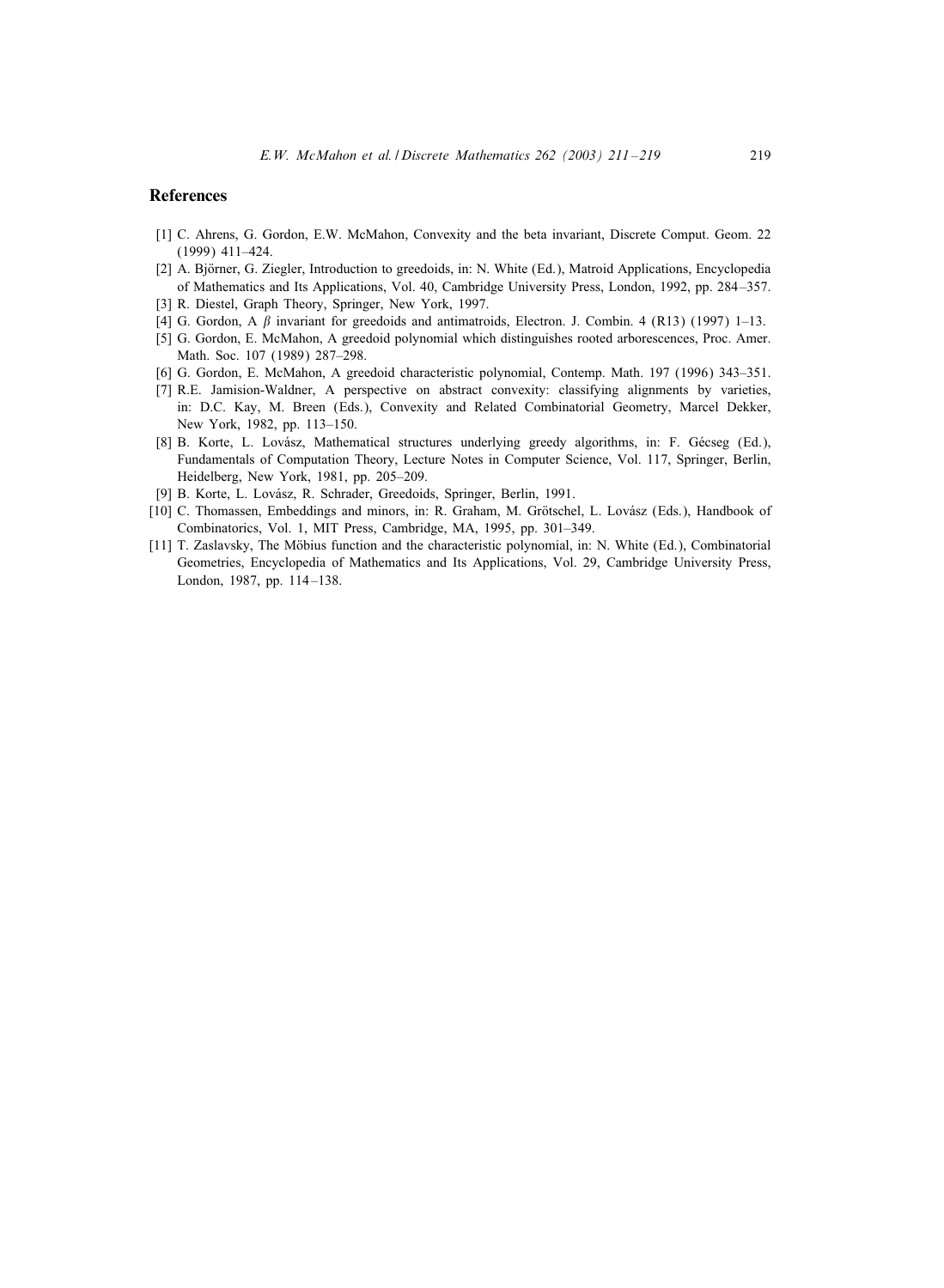## References

[1] C. Ahrens, G. Gordon, E.W. McMahon, Convexity and the beta invariant, Discrete Comput. Geom. 22 (1999) 411–424.

[2] A. Björner, G. Ziegler, Introduction to greedoids, in: N. White (Ed.), Matroid Applications, Encyclopedia of Mathematics and Its Applications, Vol. 40, Cambridge University Press, London, 1992, pp. 284–357.

[3] R. Diestel, Graph Theory, Springer, New York, 1997.

[4] G. Gordon, A $\beta$ invariant for greedoids and antimatroids, Electron. J. Combin. 4 (R13) (1997) 1–13.

[5] G. Gordon, E. McMahon, A greedoid polynomial which distinguishes rooted arborescences, Proc. Amer. Math. Soc. 107 (1989) 287–298.

[6] G. Gordon, E. McMahon, A greedoid characteristic polynomial, Contemp. Math. 197 (1996) 343–351.

[7] R.E. Jamision-Waldner, A perspective on abstract convexity: classifying alignments by varieties, in: D.C. Kay, M. Breen (Eds.), Convexity and Related Combinatorial Geometry, Marcel Dekker, New York, 1982, pp. 113–150.

[8] B. Korte, L. Lovász, Mathematical structures underlying greedy algorithms, in: F. Gécseg (Ed.), Fundamentals of Computation Theory, Lecture Notes in Computer Science, Vol. 117, Springer, Berlin, Heidelberg, New York, 1981, pp. 205–209.

[9] B. Korte, L. Lovász, R. Schrader, Greedoids, Springer, Berlin, 1991.

[10] C. Thomassen, Embeddings and minors, in: R. Graham, M. Grötschel, L. Lovász (Eds.), Handbook of Combinatorics, Vol. 1, MIT Press, Cambridge, MA, 1995, pp. 301–349.

[11] T. Zaslavsky, The Möbius function and the characteristic polynomial, in: N. White (Ed.), Combinatorial Geometries, Encyclopedia of Mathematics and Its Applications, Vol. 29, Cambridge University Press, London, 1987, pp. 114–138.